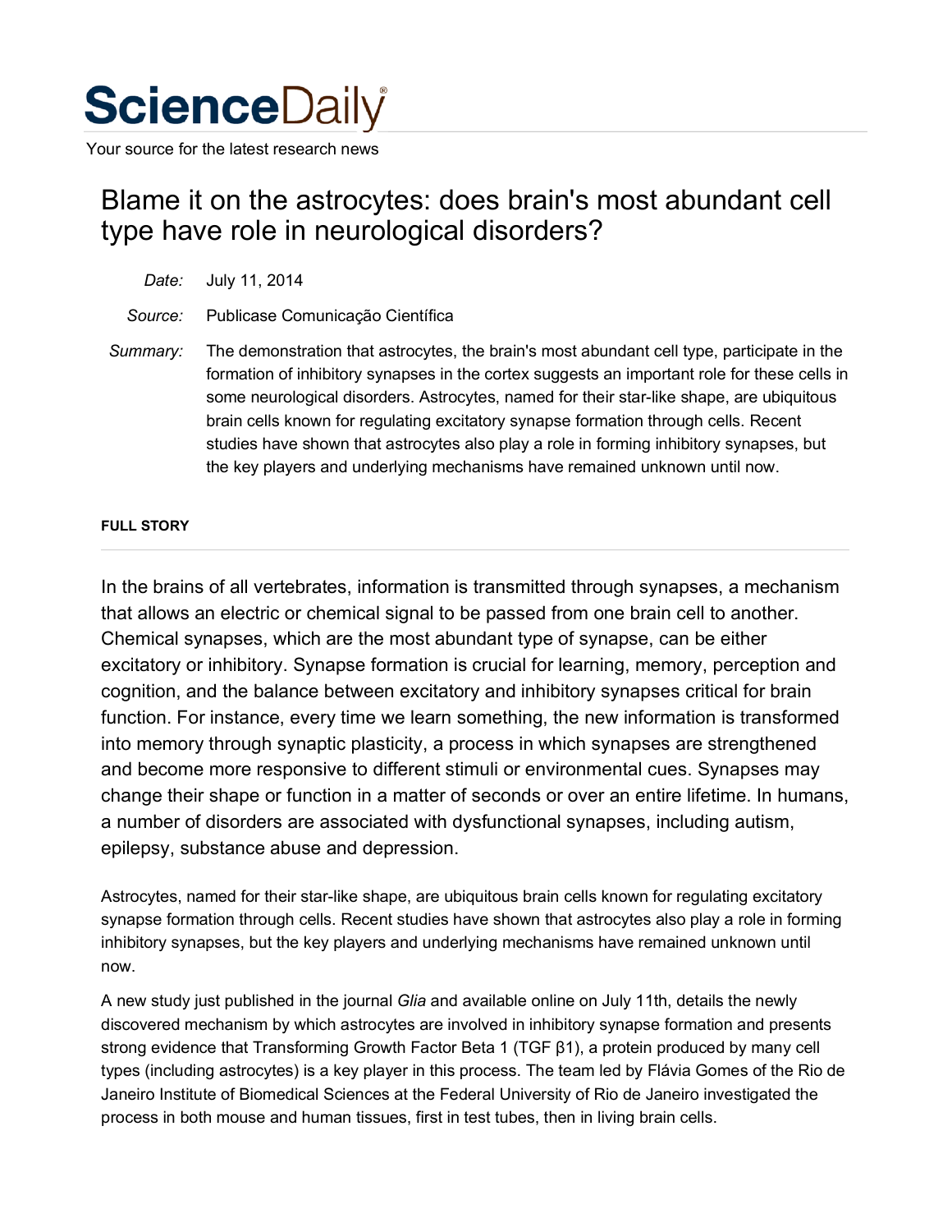# ScienceDaily

Your source for the latest research news

## Blame it on the astrocytes: does brain's most abundant cell type have role in neurological disorders?

*Date:* July 11, 2014

*Source:* Publicase Comunicação Científica

*Summary:* The demonstration that astrocytes, the brain's most abundant cell type, participate in the formation of inhibitory synapses in the cortex suggests an important role for these cells in some neurological disorders. Astrocytes, named for their star-like shape, are ubiquitous brain cells known for regulating excitatory synapse formation through cells. Recent studies have shown that astrocytes also play a role in forming inhibitory synapses, but the key players and underlying mechanisms have remained unknown until now.

**FULL STORY**

In the brains of all vertebrates, information is transmitted through synapses, a mechanism that allows an electric or chemical signal to be passed from one brain cell to another. Chemical synapses, which are the most abundant type of synapse, can be either excitatory or inhibitory. Synapse formation is crucial for learning, memory, perception and cognition, and the balance between excitatory and inhibitory synapses critical for brain function. For instance, every time we learn something, the new information is transformed into memory through synaptic plasticity, a process in which synapses are strengthened and become more responsive to different stimuli or environmental cues. Synapses may change their shape or function in a matter of seconds or over an entire lifetime. In humans, a number of disorders are associated with dysfunctional synapses, including autism, epilepsy, substance abuse and depression.

Astrocytes, named for their star-like shape, are ubiquitous brain cells known for regulating excitatory synapse formation through cells. Recent studies have shown that astrocytes also play a role in forming inhibitory synapses, but the key players and underlying mechanisms have remained unknown until now.

A new study just published in the journal *Glia* and available online on July 11th, details the newly discovered mechanism by which astrocytes are involved in inhibitory synapse formation and presents strong evidence that Transforming Growth Factor Beta 1 (TGF β1), a protein produced by many cell types (including astrocytes) is a key player in this process. The team led by Flávia Gomes of the Rio de Janeiro Institute of Biomedical Sciences at the Federal University of Rio de Janeiro investigated the process in both mouse and human tissues, first in test tubes, then in living brain cells.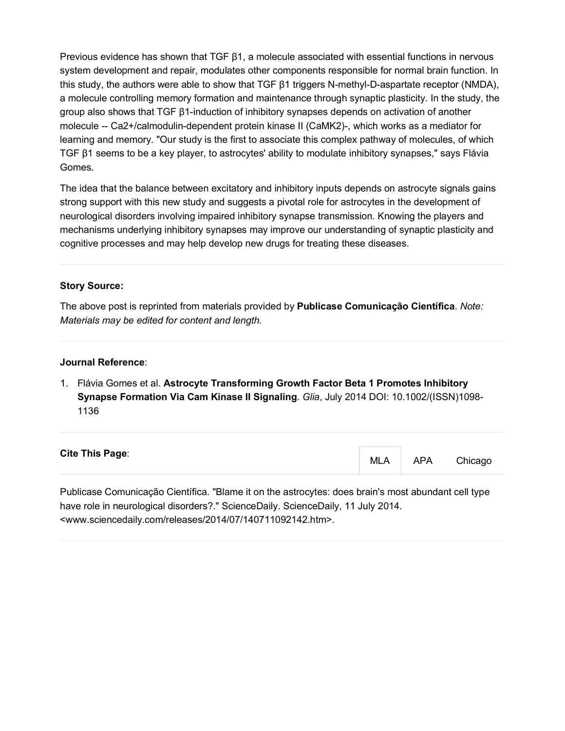Previous evidence has shown that TGF β1, a molecule associated with essential functions in nervous system development and repair, modulates other components responsible for normal brain function. In this study, the authors were able to show that TGF β1 triggers N-methyl-D-aspartate receptor (NMDA), a molecule controlling memory formation and maintenance through synaptic plasticity. In the study, the group also shows that TGF β1-induction of inhibitory synapses depends on activation of another molecule -- $Ca^{2+}$/calmodulin-dependent protein kinase II (CaMK2)-, which works as a mediator for learning and memory. "Our study is the first to associate this complex pathway of molecules, of which TGF β1 seems to be a key player, to astrocytes' ability to modulate inhibitory synapses," says Flávia Gomes.

The idea that the balance between excitatory and inhibitory inputs depends on astrocyte signals gains strong support with this new study and suggests a pivotal role for astrocytes in the development of neurological disorders involving impaired inhibitory synapse transmission. Knowing the players and mechanisms underlying inhibitory synapses may improve our understanding of synaptic plasticity and cognitive processes and may help develop new drugs for treating these diseases.

---

**Story Source:**

The above post is reprinted from materials provided by **Publicase Comunicação Científica**. *Note: Materials may be edited for content and length.*

---

**Journal Reference**:

1. Flávia Gomes et al. **Astrocyte Transforming Growth Factor Beta 1 Promotes Inhibitory Synapse Formation Via Cam Kinase II Signaling**. *Glia*, July 2014 DOI: 10.1002/(ISSN)1098-1136

---

**Cite This Page**:

MLA APA Chicago

Publicase Comunicação Científica. "Blame it on the astrocytes: does brain's most abundant cell type have role in neurological disorders?." ScienceDaily. ScienceDaily, 11 July 2014. <www.sciencedaily.com/releases/2014/07/140711092142.htm>.